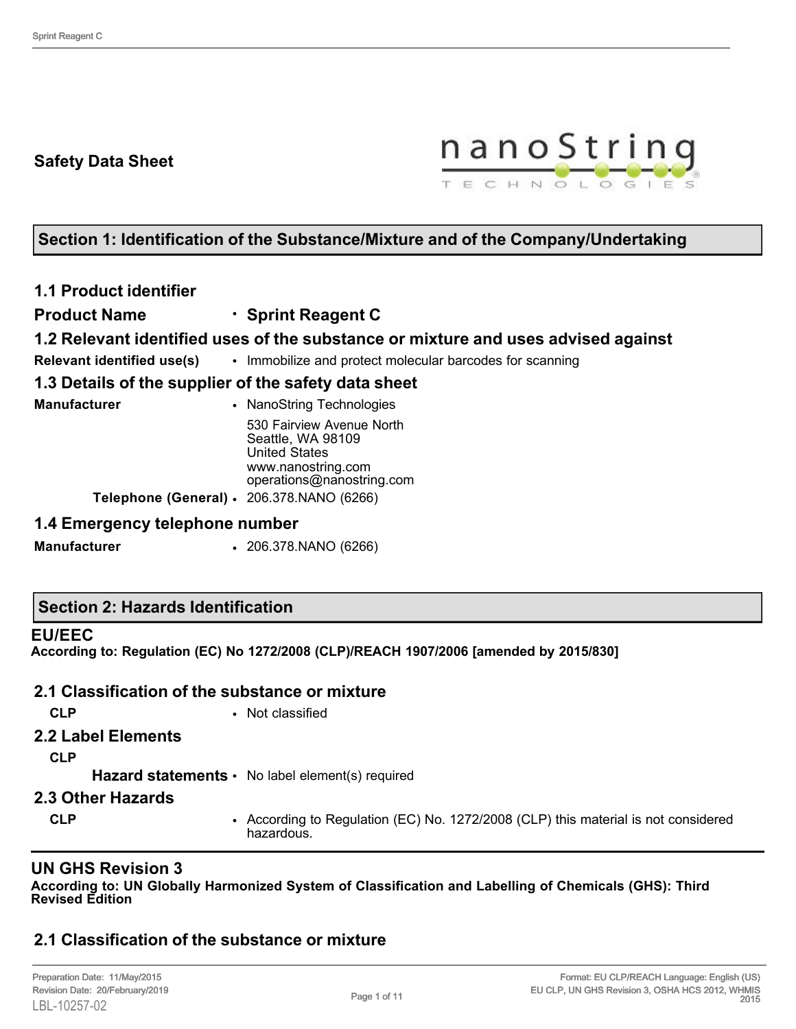# Safety Data Sheet

## Section 1: Identification of the Substance/Mixture and of the Company/Undertaking

### 1.1 Product identifier

**Product Name** • **Sprint Reagent C**

### 1.2 Relevant identified uses of the substance or mixture and uses advised against

**Relevant identified use(s)** • Immobilize and protect molecular barcodes for scanning

### 1.3 Details of the supplier of the safety data sheet

**Manufacturer** • NanoString Technologies
530 Fairview Avenue North
Seattle, WA 98109
United States
www.nanostring.com
operations@nanostring.com

**Telephone (General)** • 206.378.NANO (6266)

### 1.4 Emergency telephone number

**Manufacturer** • 206.378.NANO (6266)

## Section 2: Hazards Identification

### EU/EEC

**According to: Regulation (EC) No 1272/2008 (CLP)/REACH 1907/2006 [amended by 2015/830]**

### 2.1 Classification of the substance or mixture

**CLP** • Not classified

### 2.2 Label Elements

**CLP**

**Hazard statements** • No label element(s) required

### 2.3 Other Hazards

**CLP** • According to Regulation (EC) No. 1272/2008 (CLP) this material is not considered hazardous.

### UN GHS Revision 3

**According to: UN Globally Harmonized System of Classification and Labelling of Chemicals (GHS): Third Revised Edition**

### 2.1 Classification of the substance or mixture

Preparation Date: 11/May/2015
Revision Date: 20/February/2019
LBL-10257-02

Format: EU CLP/REACH Language: English (US)
EU CLP, UN GHS Revision 3, OSHA HCS 2012, WHMIS 2015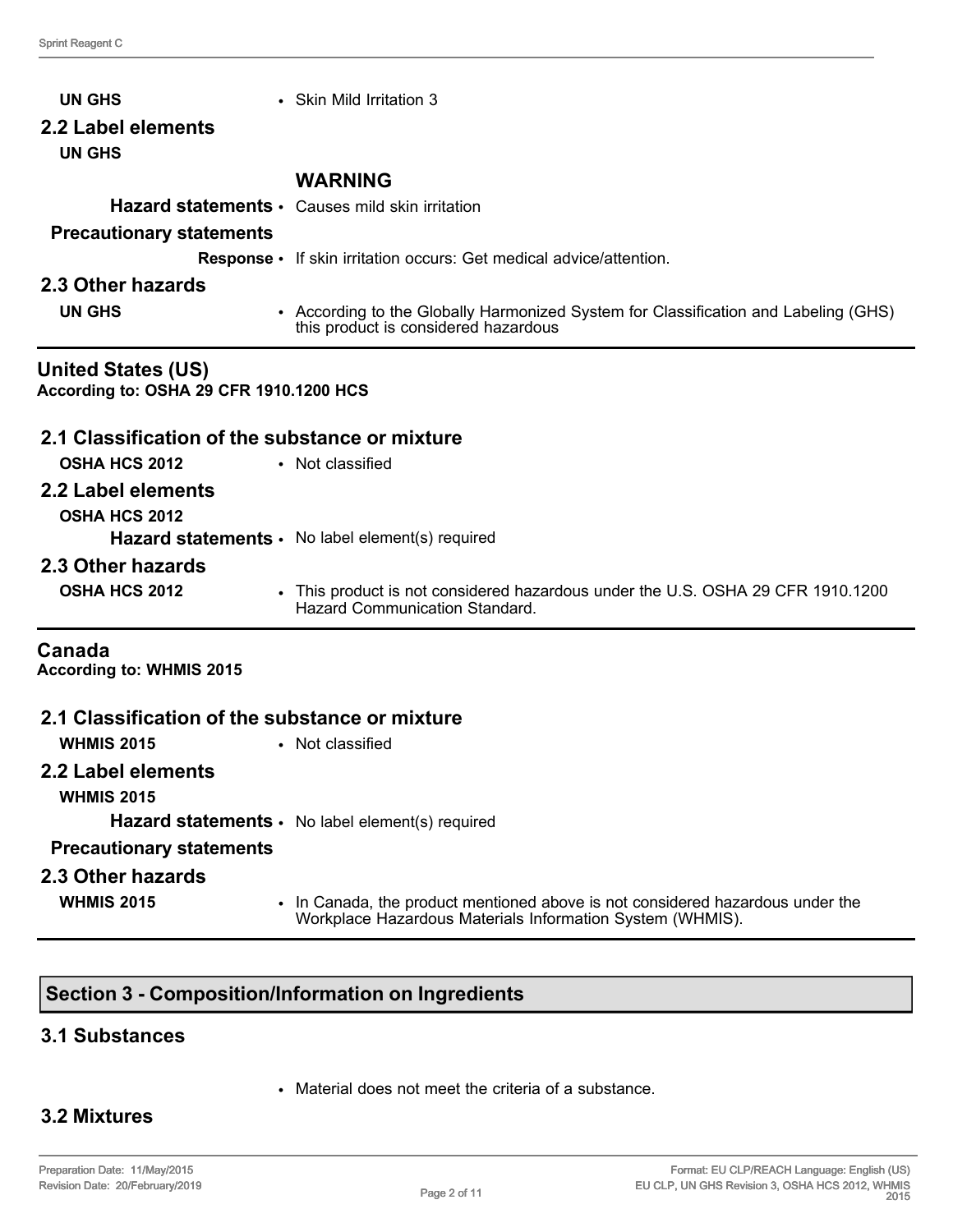**UN GHS** • Skin Mild Irritation 3

### 2.2 Label elements

**UN GHS**

**WARNING**

**Hazard statements** • Causes mild skin irritation

**Precautionary statements**

**Response** • If skin irritation occurs: Get medical advice/attention.

### 2.3 Other hazards

**UN GHS** • According to the Globally Harmonized System for Classification and Labeling (GHS) this product is considered hazardous

## United States (US)

**According to: OSHA 29 CFR 1910.1200 HCS**

### 2.1 Classification of the substance or mixture

**OSHA HCS 2012** • Not classified

### 2.2 Label elements

**OSHA HCS 2012**

**Hazard statements** • No label element(s) required

### 2.3 Other hazards

**OSHA HCS 2012** • This product is not considered hazardous under the U.S. OSHA 29 CFR 1910.1200 Hazard Communication Standard.

## Canada

**According to: WHMIS 2015**

### 2.1 Classification of the substance or mixture

**WHMIS 2015** • Not classified

### 2.2 Label elements

**WHMIS 2015**

**Hazard statements** • No label element(s) required

**Precautionary statements**

### 2.3 Other hazards

**WHMIS 2015** • In Canada, the product mentioned above is not considered hazardous under the Workplace Hazardous Materials Information System (WHMIS).

## Section 3 - Composition/Information on Ingredients

### 3.1 Substances

- Material does not meet the criteria of a substance.

### 3.2 Mixtures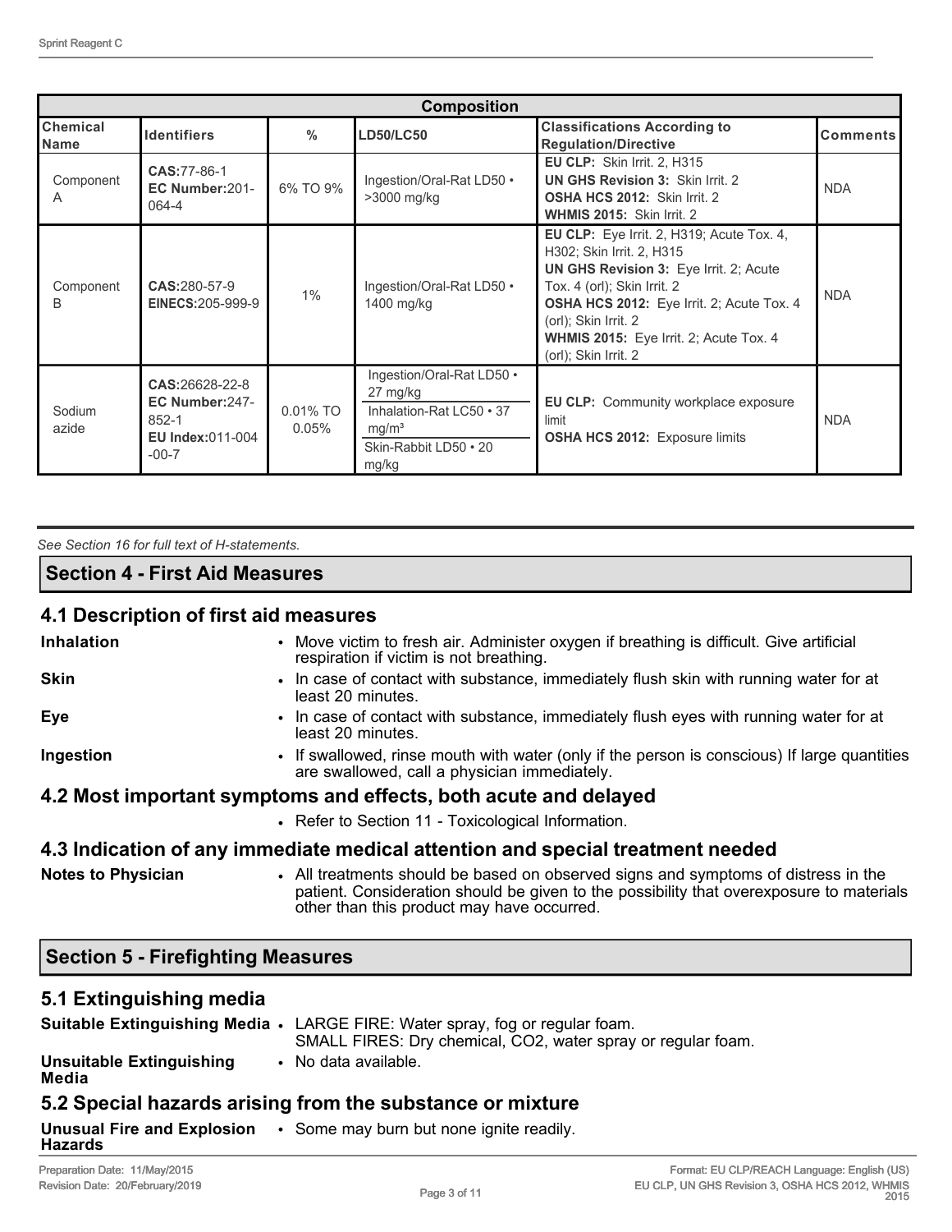| Composition | | | | | |
|---|---|---|---|---|---|
| **Chemical Name** | **Identifiers** | **%** | **LD50/LC50** | **Classifications According to Regulation/Directive** | **Comments** |
| Component A | **CAS:**77-86-1 **EC Number:**201-064-4 | 6% TO 9% | Ingestion/Oral-Rat LD50 • >3000 mg/kg | **EU CLP:** Skin Irrit. 2, H315 **UN GHS Revision 3:** Skin Irrit. 2 **OSHA HCS 2012:** Skin Irrit. 2 **WHMIS 2015:** Skin Irrit. 2 | NDA |
| Component B | **CAS:**280-57-9 **EINECS:**205-999-9 | 1% | Ingestion/Oral-Rat LD50 • 1400 mg/kg | **EU CLP:** Eye Irrit. 2, H319; Acute Tox. 4, H302; Skin Irrit. 2, H315 **UN GHS Revision 3:** Eye Irrit. 2; Acute Tox. 4 (orl); Skin Irrit. 2 **OSHA HCS 2012:** Eye Irrit. 2; Acute Tox. 4 (orl); Skin Irrit. 2 **WHMIS 2015:** Eye Irrit. 2; Acute Tox. 4 (orl); Skin Irrit. 2 | NDA |
| Sodium azide | **CAS:**26628-22-8 **EC Number:**247-852-1 **EU Index:**011-004-00-7 | 0.01% TO 0.05% | Ingestion/Oral-Rat LD50 • 27 mg/kg; Inhalation-Rat LC50 • 37 $mg/m^3$; Skin-Rabbit LD50 • 20 mg/kg | **EU CLP:** Community workplace exposure limit **OSHA HCS 2012:** Exposure limits | NDA |

*See Section 16 for full text of H-statements.*

## Section 4 - First Aid Measures

### 4.1 Description of first aid measures

**Inhalation**
- Move victim to fresh air. Administer oxygen if breathing is difficult. Give artificial respiration if victim is not breathing.

**Skin**
- In case of contact with substance, immediately flush skin with running water for at least 20 minutes.

**Eye**
- In case of contact with substance, immediately flush eyes with running water for at least 20 minutes.

**Ingestion**
- If swallowed, rinse mouth with water (only if the person is conscious) If large quantities are swallowed, call a physician immediately.

### 4.2 Most important symptoms and effects, both acute and delayed

- Refer to Section 11 - Toxicological Information.

### 4.3 Indication of any immediate medical attention and special treatment needed

**Notes to Physician**
- All treatments should be based on observed signs and symptoms of distress in the patient. Consideration should be given to the possibility that overexposure to materials other than this product may have occurred.

## Section 5 - Firefighting Measures

### 5.1 Extinguishing media

**Suitable Extinguishing Media**
- LARGE FIRE: Water spray, fog or regular foam.
  SMALL FIRES: Dry chemical, CO2, water spray or regular foam.

**Unsuitable Extinguishing Media**
- No data available.

### 5.2 Special hazards arising from the substance or mixture

**Unusual Fire and Explosion Hazards**
- Some may burn but none ignite readily.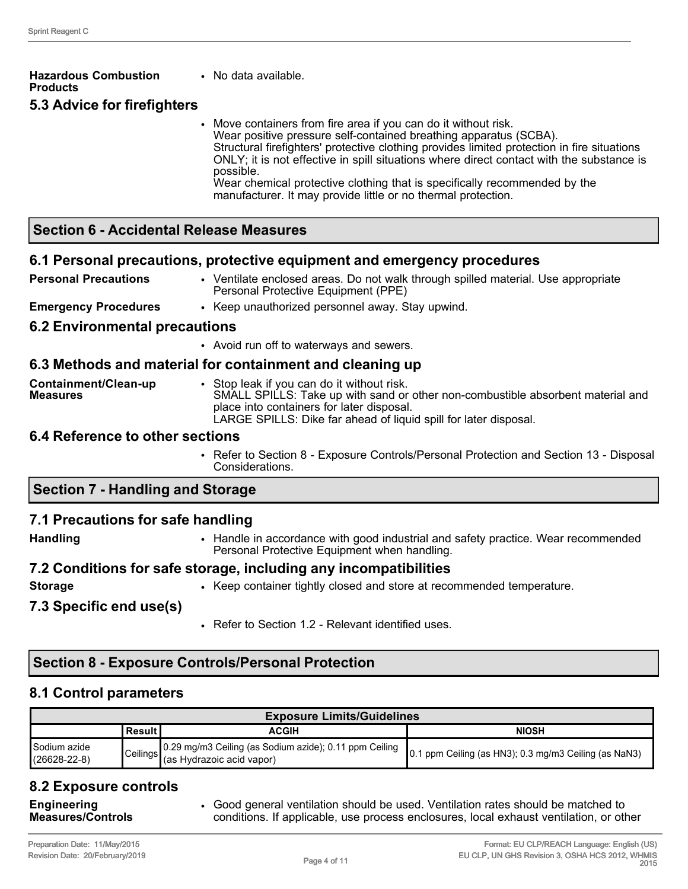**Hazardous Combustion Products**
- No data available.

### 5.3 Advice for firefighters

- Move containers from fire area if you can do it without risk.
  Wear positive pressure self-contained breathing apparatus (SCBA).
  Structural firefighters' protective clothing provides limited protection in fire situations ONLY; it is not effective in spill situations where direct contact with the substance is possible.
  Wear chemical protective clothing that is specifically recommended by the manufacturer. It may provide little or no thermal protection.

## Section 6 - Accidental Release Measures

### 6.1 Personal precautions, protective equipment and emergency procedures

**Personal Precautions**
- Ventilate enclosed areas. Do not walk through spilled material. Use appropriate Personal Protective Equipment (PPE)

**Emergency Procedures**
- Keep unauthorized personnel away. Stay upwind.

### 6.2 Environmental precautions

- Avoid run off to waterways and sewers.

### 6.3 Methods and material for containment and cleaning up

**Containment/Clean-up Measures**
- Stop leak if you can do it without risk.
  SMALL SPILLS: Take up with sand or other non-combustible absorbent material and place into containers for later disposal.
  LARGE SPILLS: Dike far ahead of liquid spill for later disposal.

### 6.4 Reference to other sections

- Refer to Section 8 - Exposure Controls/Personal Protection and Section 13 - Disposal Considerations.

## Section 7 - Handling and Storage

### 7.1 Precautions for safe handling

**Handling**
- Handle in accordance with good industrial and safety practice. Wear recommended Personal Protective Equipment when handling.

### 7.2 Conditions for safe storage, including any incompatibilities

**Storage**
- Keep container tightly closed and store at recommended temperature.

### 7.3 Specific end use(s)

- Refer to Section 1.2 - Relevant identified uses.

## Section 8 - Exposure Controls/Personal Protection

### 8.1 Control parameters

| Exposure Limits/Guidelines | | | |
|---|---|---|---|
| | Result | ACGIH | NIOSH |
| Sodium azide (26628-22-8) | Ceilings | 0.29 mg/m3 Ceiling (as Sodium azide); 0.11 ppm Ceiling (as Hydrazoic acid vapor) | 0.1 ppm Ceiling (as HN3); 0.3 mg/m3 Ceiling (as NaN3) |

### 8.2 Exposure controls

**Engineering Measures/Controls**
- Good general ventilation should be used. Ventilation rates should be matched to conditions. If applicable, use process enclosures, local exhaust ventilation, or other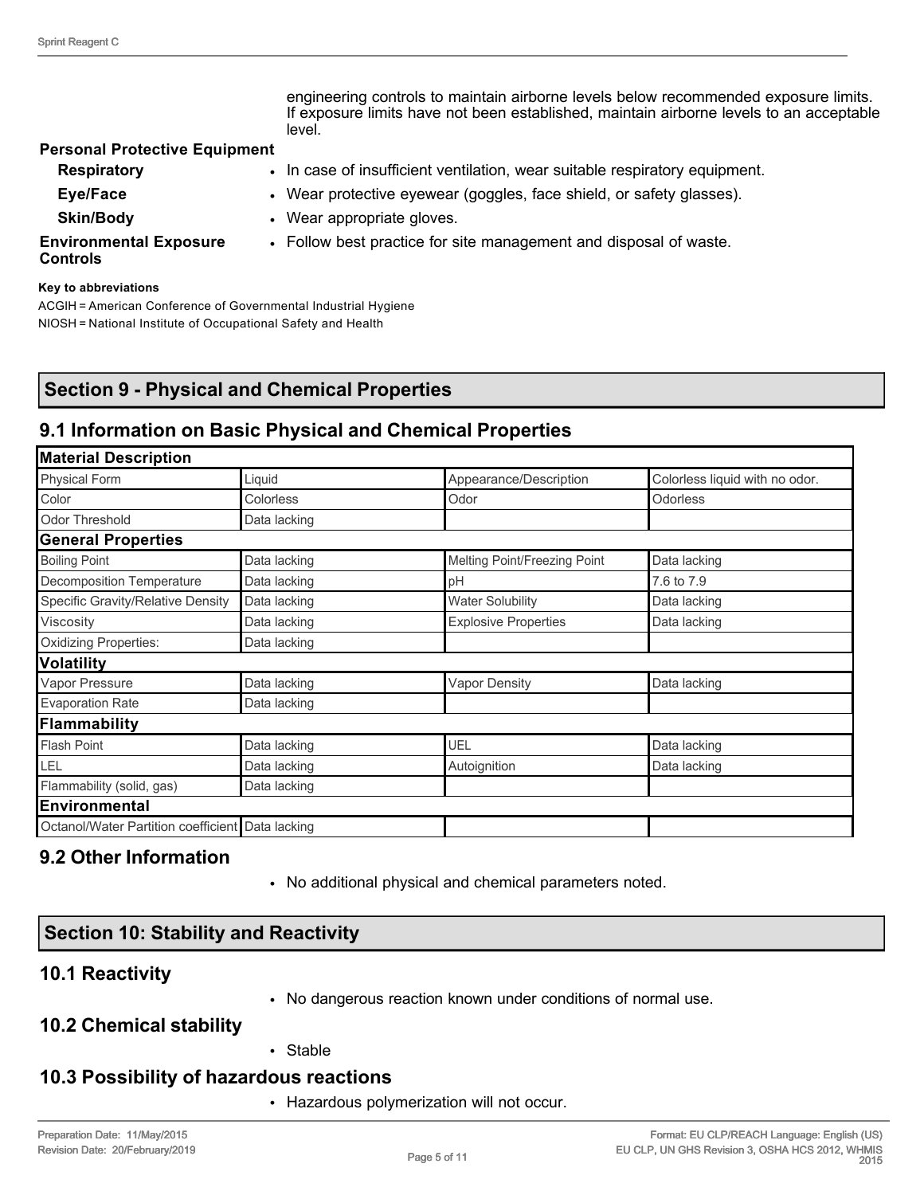engineering controls to maintain airborne levels below recommended exposure limits. If exposure limits have not been established, maintain airborne levels to an acceptable level.

**Personal Protective Equipment**

**Respiratory**
- In case of insufficient ventilation, wear suitable respiratory equipment.

**Eye/Face**
- Wear protective eyewear (goggles, face shield, or safety glasses).

**Skin/Body**
- Wear appropriate gloves.

**Environmental Exposure Controls**
- Follow best practice for site management and disposal of waste.

**Key to abbreviations**

ACGIH = American Conference of Governmental Industrial Hygiene
NIOSH = National Institute of Occupational Safety and Health

## Section 9 - Physical and Chemical Properties

### 9.1 Information on Basic Physical and Chemical Properties

| **Material Description** | | | |
|---|---|---|---|
| Physical Form | Liquid | Appearance/Description | Colorless liquid with no odor. |
| Color | Colorless | Odor | Odorless |
| Odor Threshold | Data lacking | | |
| **General Properties** | | | |
| Boiling Point | Data lacking | Melting Point/Freezing Point | Data lacking |
| Decomposition Temperature | Data lacking | pH | 7.6 to 7.9 |
| Specific Gravity/Relative Density | Data lacking | Water Solubility | Data lacking |
| Viscosity | Data lacking | Explosive Properties | Data lacking |
| Oxidizing Properties: | Data lacking | | |
| **Volatility** | | | |
| Vapor Pressure | Data lacking | Vapor Density | Data lacking |
| Evaporation Rate | Data lacking | | |
| **Flammability** | | | |
| Flash Point | Data lacking | UEL | Data lacking |
| LEL | Data lacking | Autoignition | Data lacking |
| Flammability (solid, gas) | Data lacking | | |
| **Environmental** | | | |
| Octanol/Water Partition coefficient | Data lacking | | |

### 9.2 Other Information

- No additional physical and chemical parameters noted.

## Section 10: Stability and Reactivity

### 10.1 Reactivity

- No dangerous reaction known under conditions of normal use.

### 10.2 Chemical stability

- Stable

### 10.3 Possibility of hazardous reactions

- Hazardous polymerization will not occur.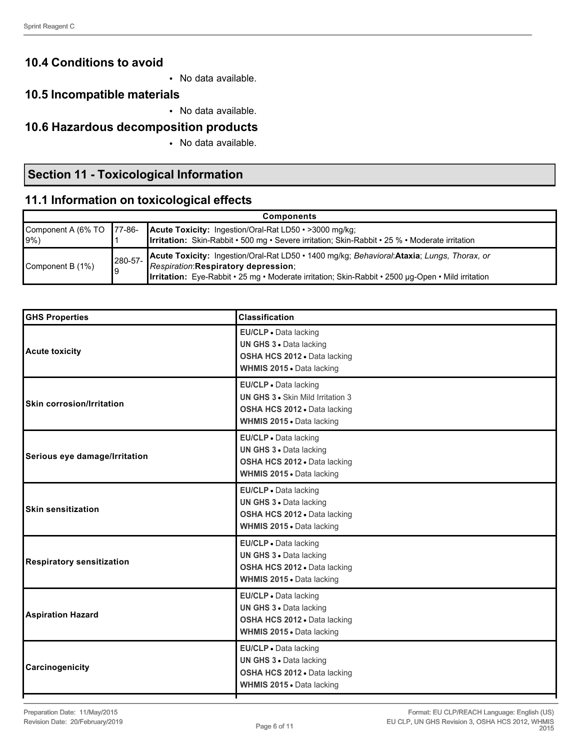## 10.4 Conditions to avoid

- No data available.

## 10.5 Incompatible materials

- No data available.

## 10.6 Hazardous decomposition products

- No data available.

## Section 11 - Toxicological Information

### 11.1 Information on toxicological effects

| Components | | |
|---|---|---|
| Component A (6% TO 9%) | 77-86-1 | **Acute Toxicity:** Ingestion/Oral-Rat LD50 • >3000 mg/kg;<br>**Irritation:** Skin-Rabbit • 500 mg • Severe irritation; Skin-Rabbit • 25 % • Moderate irritation |
| Component B (1%) | 280-57-9 | **Acute Toxicity:** Ingestion/Oral-Rat LD50 • 1400 mg/kg; *Behavioral*:**Ataxia**; *Lungs, Thorax, or Respiration*:**Respiratory depression**;<br>**Irritation:** Eye-Rabbit • 25 mg • Moderate irritation; Skin-Rabbit • 2500 µg-Open • Mild irritation |

| GHS Properties | Classification |
|---|---|
| **Acute toxicity** | **EU/CLP** • Data lacking<br>**UN GHS 3** • Data lacking<br>**OSHA HCS 2012** • Data lacking<br>**WHMIS 2015** • Data lacking |
| **Skin corrosion/Irritation** | **EU/CLP** • Data lacking<br>**UN GHS 3** • Skin Mild Irritation 3<br>**OSHA HCS 2012** • Data lacking<br>**WHMIS 2015** • Data lacking |
| **Serious eye damage/Irritation** | **EU/CLP** • Data lacking<br>**UN GHS 3** • Data lacking<br>**OSHA HCS 2012** • Data lacking<br>**WHMIS 2015** • Data lacking |
| **Skin sensitization** | **EU/CLP** • Data lacking<br>**UN GHS 3** • Data lacking<br>**OSHA HCS 2012** • Data lacking<br>**WHMIS 2015** • Data lacking |
| **Respiratory sensitization** | **EU/CLP** • Data lacking<br>**UN GHS 3** • Data lacking<br>**OSHA HCS 2012** • Data lacking<br>**WHMIS 2015** • Data lacking |
| **Aspiration Hazard** | **EU/CLP** • Data lacking<br>**UN GHS 3** • Data lacking<br>**OSHA HCS 2012** • Data lacking<br>**WHMIS 2015** • Data lacking |
| **Carcinogenicity** | **EU/CLP** • Data lacking<br>**UN GHS 3** • Data lacking<br>**OSHA HCS 2012** • Data lacking<br>**WHMIS 2015** • Data lacking |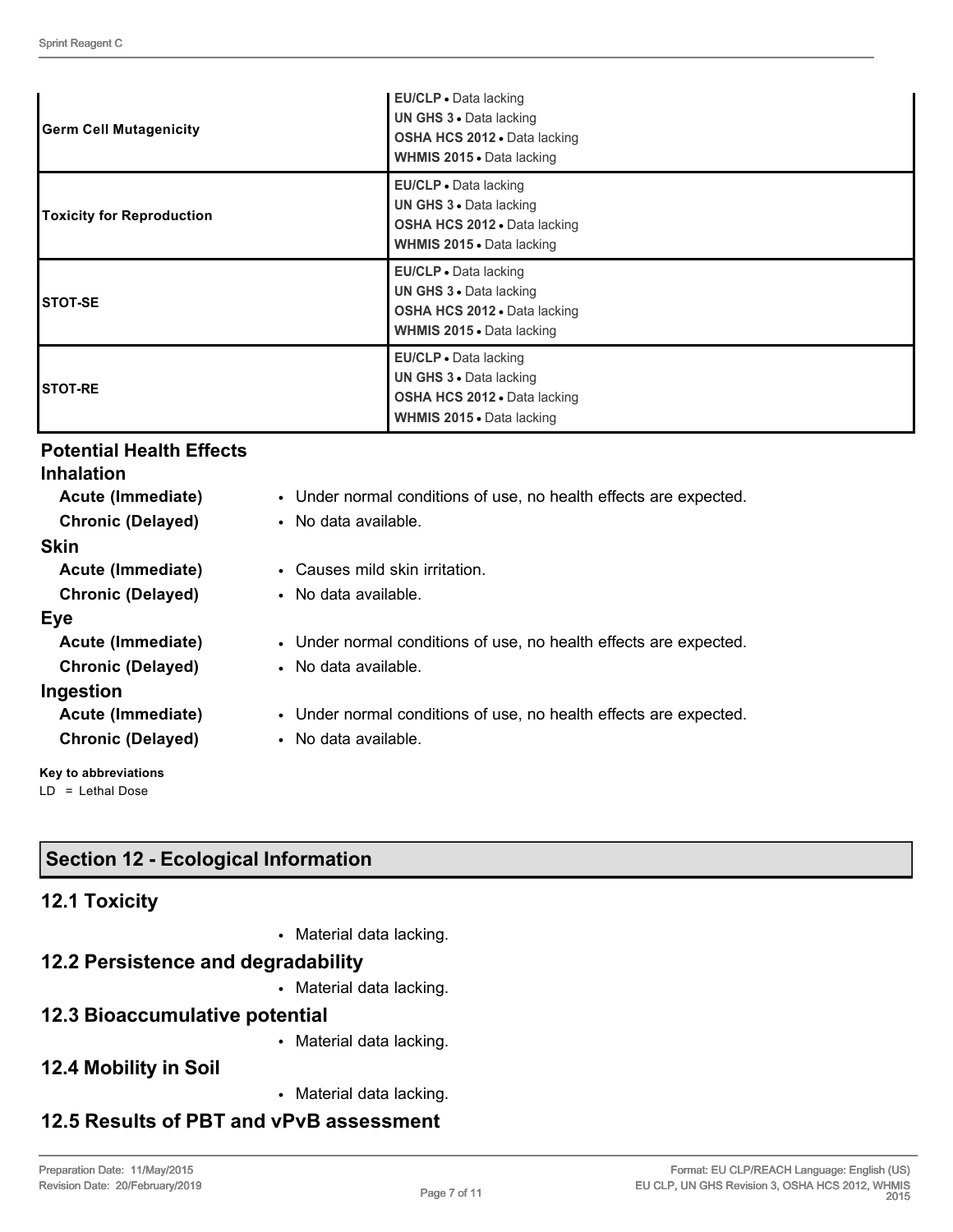| | |
|---|---|
| **Germ Cell Mutagenicity** | **EU/CLP** • Data lacking<br>**UN GHS 3** • Data lacking<br>**OSHA HCS 2012** • Data lacking<br>**WHMIS 2015** • Data lacking |
| **Toxicity for Reproduction** | **EU/CLP** • Data lacking<br>**UN GHS 3** • Data lacking<br>**OSHA HCS 2012** • Data lacking<br>**WHMIS 2015** • Data lacking |
| **STOT-SE** | **EU/CLP** • Data lacking<br>**UN GHS 3** • Data lacking<br>**OSHA HCS 2012** • Data lacking<br>**WHMIS 2015** • Data lacking |
| **STOT-RE** | **EU/CLP** • Data lacking<br>**UN GHS 3** • Data lacking<br>**OSHA HCS 2012** • Data lacking<br>**WHMIS 2015** • Data lacking |

### Potential Health Effects

#### Inhalation

**Acute (Immediate)**
- Under normal conditions of use, no health effects are expected.

**Chronic (Delayed)**
- No data available.

#### Skin

**Acute (Immediate)**
- Causes mild skin irritation.

**Chronic (Delayed)**
- No data available.

#### Eye

**Acute (Immediate)**
- Under normal conditions of use, no health effects are expected.

**Chronic (Delayed)**
- No data available.

#### Ingestion

**Acute (Immediate)**
- Under normal conditions of use, no health effects are expected.

**Chronic (Delayed)**
- No data available.

**Key to abbreviations**

LD = Lethal Dose

## Section 12 - Ecological Information

### 12.1 Toxicity

- Material data lacking.

### 12.2 Persistence and degradability

- Material data lacking.

### 12.3 Bioaccumulative potential

- Material data lacking.

### 12.4 Mobility in Soil

- Material data lacking.

### 12.5 Results of PBT and vPvB assessment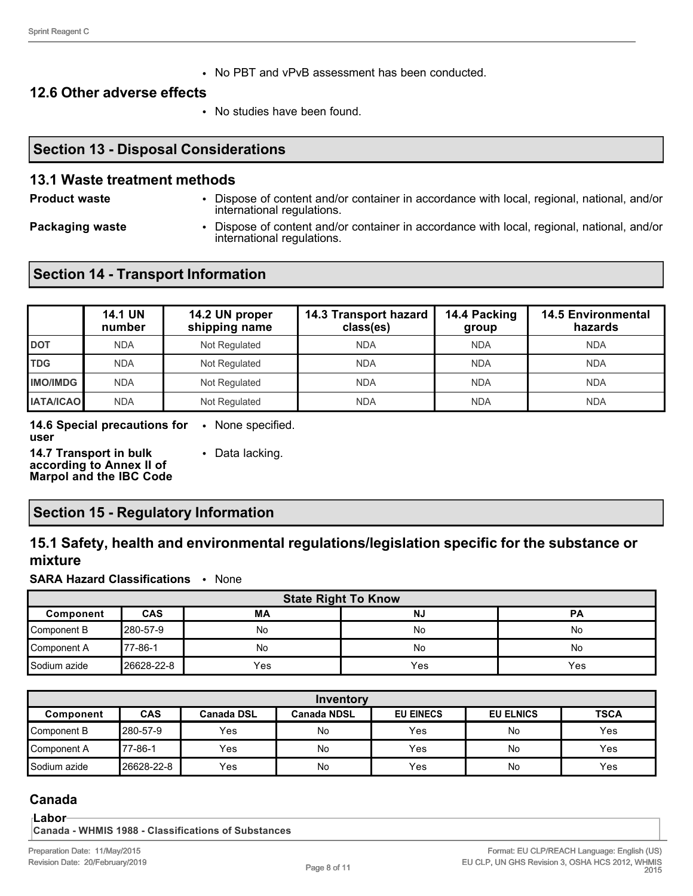- No PBT and vPvB assessment has been conducted.

### 12.6 Other adverse effects

- No studies have been found.

## Section 13 - Disposal Considerations

### 13.1 Waste treatment methods

**Product waste**
- Dispose of content and/or container in accordance with local, regional, national, and/or international regulations.

**Packaging waste**
- Dispose of content and/or container in accordance with local, regional, national, and/or international regulations.

## Section 14 - Transport Information

| | 14.1 UN number | 14.2 UN proper shipping name | 14.3 Transport hazard class(es) | 14.4 Packing group | 14.5 Environmental hazards |
|---|---|---|---|---|---|
| **DOT** | NDA | Not Regulated | NDA | NDA | NDA |
| **TDG** | NDA | Not Regulated | NDA | NDA | NDA |
| **IMO/IMDG** | NDA | Not Regulated | NDA | NDA | NDA |
| **IATA/ICAO** | NDA | Not Regulated | NDA | NDA | NDA |

**14.6 Special precautions for user**
- None specified.

**14.7 Transport in bulk according to Annex II of Marpol and the IBC Code**
- Data lacking.

## Section 15 - Regulatory Information

### 15.1 Safety, health and environmental regulations/legislation specific for the substance or mixture

**SARA Hazard Classifications**
- None

| State Right To Know | | | | |
|---|---|---|---|---|
| **Component** | **CAS** | **MA** | **NJ** | **PA** |
| Component B | 280-57-9 | No | No | No |
| Component A | 77-86-1 | No | No | No |
| Sodium azide | 26628-22-8 | Yes | Yes | Yes |

| Inventory | | | | | | |
|---|---|---|---|---|---|---|
| **Component** | **CAS** | **Canada DSL** | **Canada NDSL** | **EU EINECS** | **EU ELNICS** | **TSCA** |
| Component B | 280-57-9 | Yes | No | Yes | No | Yes |
| Component A | 77-86-1 | Yes | No | Yes | No | Yes |
| Sodium azide | 26628-22-8 | Yes | No | Yes | No | Yes |

## Canada

**Labor**

**Canada - WHMIS 1988 - Classifications of Substances**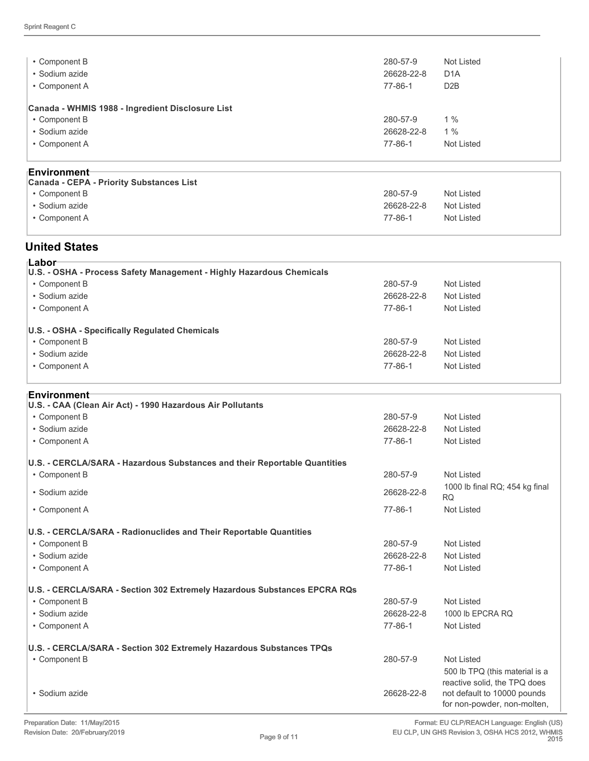| | | |
|---|---|---|
| • Component B | 280-57-9 | Not Listed |
| • Sodium azide | 26628-22-8 | D1A |
| • Component A | 77-86-1 | D2B |

**Canada - WHMIS 1988 - Ingredient Disclosure List**

| | | |
|---|---|---|
| • Component B | 280-57-9 | 1 % |
| • Sodium azide | 26628-22-8 | 1 % |
| • Component A | 77-86-1 | Not Listed |

### Environment

**Canada - CEPA - Priority Substances List**

| | | |
|---|---|---|
| • Component B | 280-57-9 | Not Listed |
| • Sodium azide | 26628-22-8 | Not Listed |
| • Component A | 77-86-1 | Not Listed |

## United States

### Labor

**U.S. - OSHA - Process Safety Management - Highly Hazardous Chemicals**

| | | |
|---|---|---|
| • Component B | 280-57-9 | Not Listed |
| • Sodium azide | 26628-22-8 | Not Listed |
| • Component A | 77-86-1 | Not Listed |

**U.S. - OSHA - Specifically Regulated Chemicals**

| | | |
|---|---|---|
| • Component B | 280-57-9 | Not Listed |
| • Sodium azide | 26628-22-8 | Not Listed |
| • Component A | 77-86-1 | Not Listed |

### Environment

**U.S. - CAA (Clean Air Act) - 1990 Hazardous Air Pollutants**

| | | |
|---|---|---|
| • Component B | 280-57-9 | Not Listed |
| • Sodium azide | 26628-22-8 | Not Listed |
| • Component A | 77-86-1 | Not Listed |

**U.S. - CERCLA/SARA - Hazardous Substances and their Reportable Quantities**

| | | |
|---|---|---|
| • Component B | 280-57-9 | Not Listed |
| • Sodium azide | 26628-22-8 | 1000 lb final RQ; 454 kg final RQ |
| • Component A | 77-86-1 | Not Listed |

**U.S. - CERCLA/SARA - Radionuclides and Their Reportable Quantities**

| | | |
|---|---|---|
| • Component B | 280-57-9 | Not Listed |
| • Sodium azide | 26628-22-8 | Not Listed |
| • Component A | 77-86-1 | Not Listed |

**U.S. - CERCLA/SARA - Section 302 Extremely Hazardous Substances EPCRA RQs**

| | | |
|---|---|---|
| • Component B | 280-57-9 | Not Listed |
| • Sodium azide | 26628-22-8 | 1000 lb EPCRA RQ |
| • Component A | 77-86-1 | Not Listed |

**U.S. - CERCLA/SARA - Section 302 Extremely Hazardous Substances TPQs**

| | | |
|---|---|---|
| • Component B | 280-57-9 | Not Listed |
| • Sodium azide | 26628-22-8 | 500 lb TPQ (this material is a reactive solid, the TPQ does not default to 10000 pounds for non-powder, non-molten, |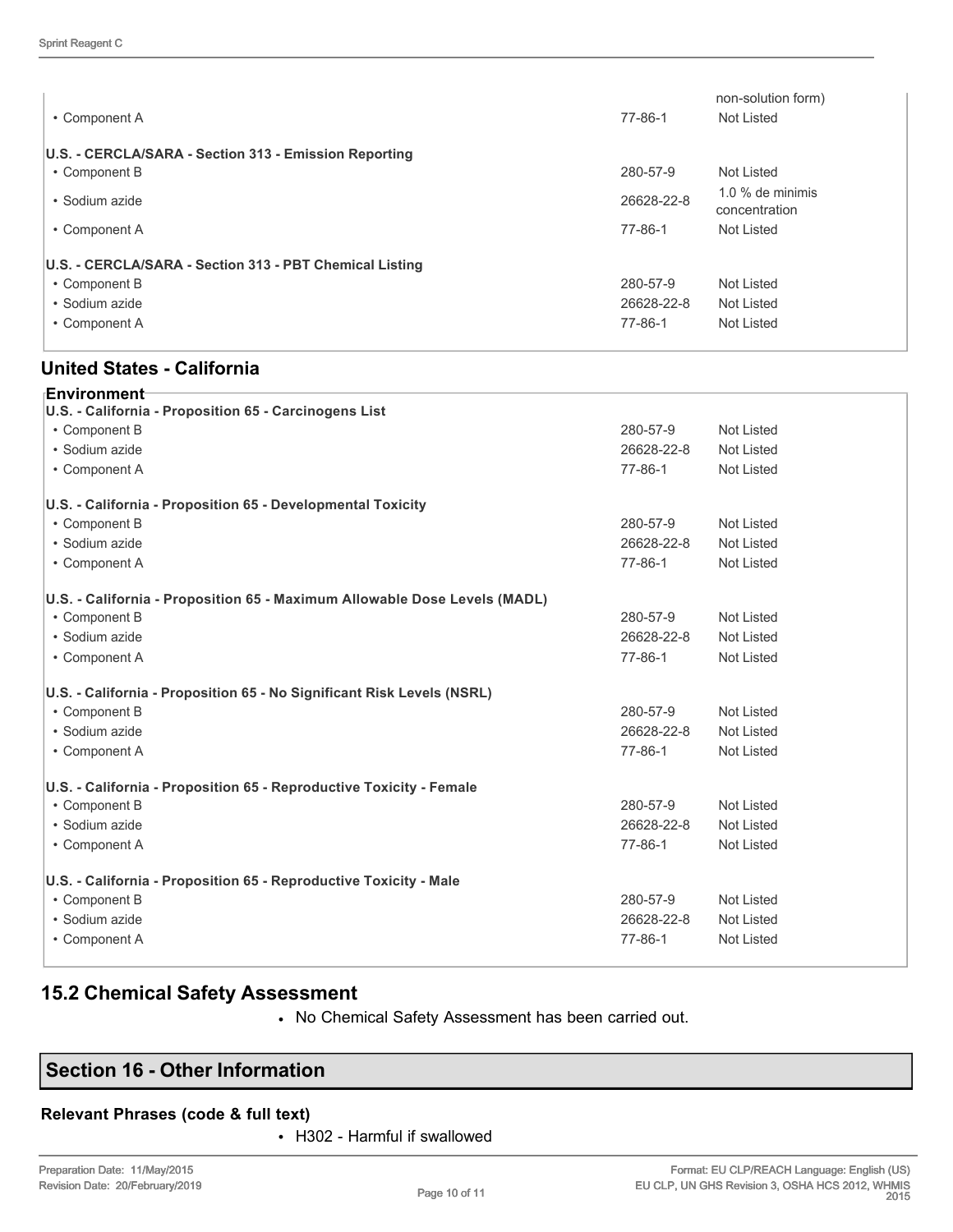| | | |
|---|---|---|
| | | non-solution form) |
| • Component A | 77-86-1 | Not Listed |
| **U.S. - CERCLA/SARA - Section 313 - Emission Reporting** | | |
| • Component B | 280-57-9 | Not Listed |
| • Sodium azide | 26628-22-8 | 1.0 % de minimis concentration |
| • Component A | 77-86-1 | Not Listed |
| **U.S. - CERCLA/SARA - Section 313 - PBT Chemical Listing** | | |
| • Component B | 280-57-9 | Not Listed |
| • Sodium azide | 26628-22-8 | Not Listed |
| • Component A | 77-86-1 | Not Listed |

## United States - California

**Environment**

| | | |
|---|---|---|
| **U.S. - California - Proposition 65 - Carcinogens List** | | |
| • Component B | 280-57-9 | Not Listed |
| • Sodium azide | 26628-22-8 | Not Listed |
| • Component A | 77-86-1 | Not Listed |
| **U.S. - California - Proposition 65 - Developmental Toxicity** | | |
| • Component B | 280-57-9 | Not Listed |
| • Sodium azide | 26628-22-8 | Not Listed |
| • Component A | 77-86-1 | Not Listed |
| **U.S. - California - Proposition 65 - Maximum Allowable Dose Levels (MADL)** | | |
| • Component B | 280-57-9 | Not Listed |
| • Sodium azide | 26628-22-8 | Not Listed |
| • Component A | 77-86-1 | Not Listed |
| **U.S. - California - Proposition 65 - No Significant Risk Levels (NSRL)** | | |
| • Component B | 280-57-9 | Not Listed |
| • Sodium azide | 26628-22-8 | Not Listed |
| • Component A | 77-86-1 | Not Listed |
| **U.S. - California - Proposition 65 - Reproductive Toxicity - Female** | | |
| • Component B | 280-57-9 | Not Listed |
| • Sodium azide | 26628-22-8 | Not Listed |
| • Component A | 77-86-1 | Not Listed |
| **U.S. - California - Proposition 65 - Reproductive Toxicity - Male** | | |
| • Component B | 280-57-9 | Not Listed |
| • Sodium azide | 26628-22-8 | Not Listed |
| • Component A | 77-86-1 | Not Listed |

## 15.2 Chemical Safety Assessment

- No Chemical Safety Assessment has been carried out.

## Section 16 - Other Information

### Relevant Phrases (code & full text)

- H302 - Harmful if swallowed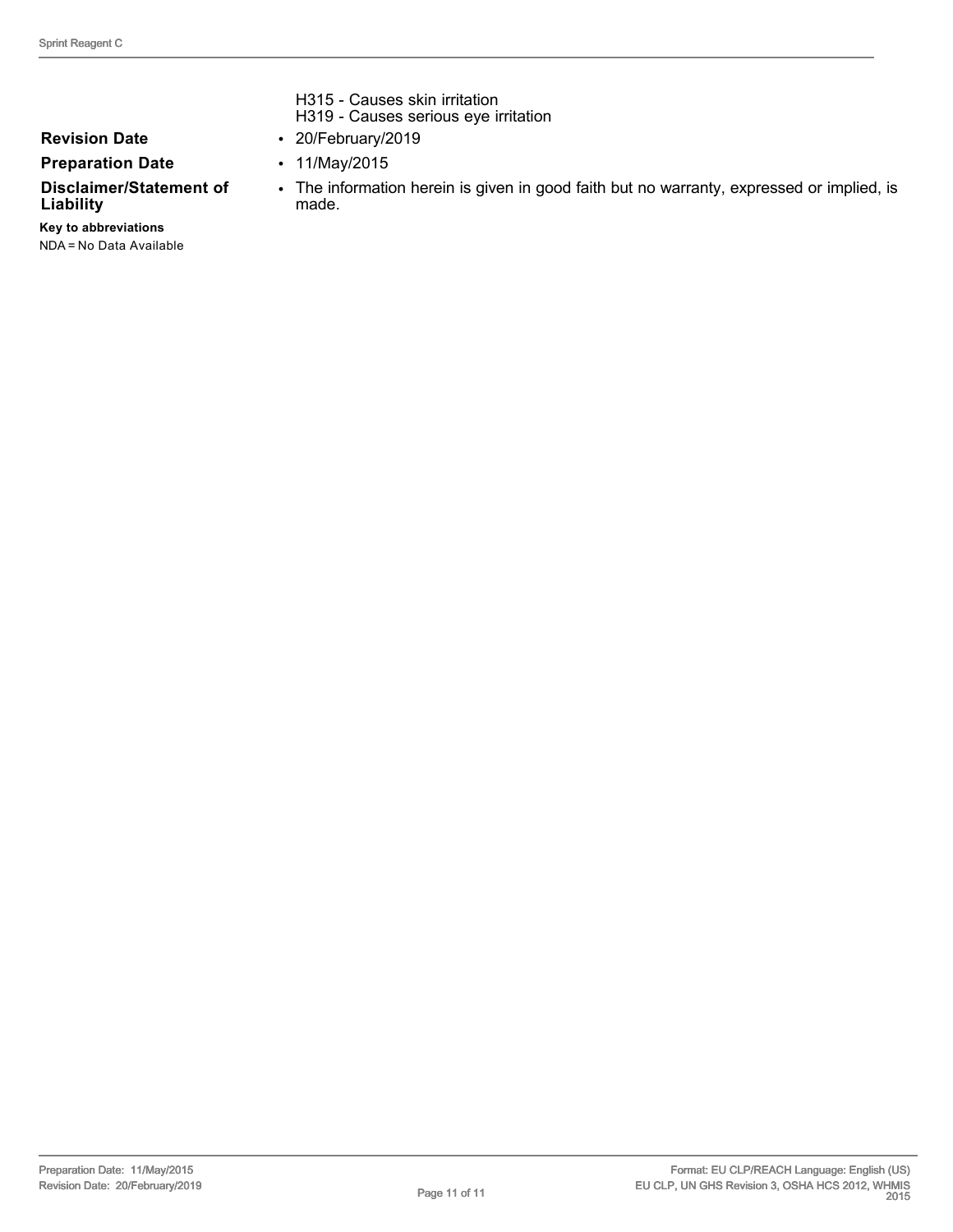H315 - Causes skin irritation
H319 - Causes serious eye irritation

| | |
|---|---|
| **Revision Date** | • 20/February/2019 |
| **Preparation Date** | • 11/May/2015 |
| **Disclaimer/Statement of Liability** | • The information herein is given in good faith but no warranty, expressed or implied, is made. |

**Key to abbreviations**

NDA = No Data Available